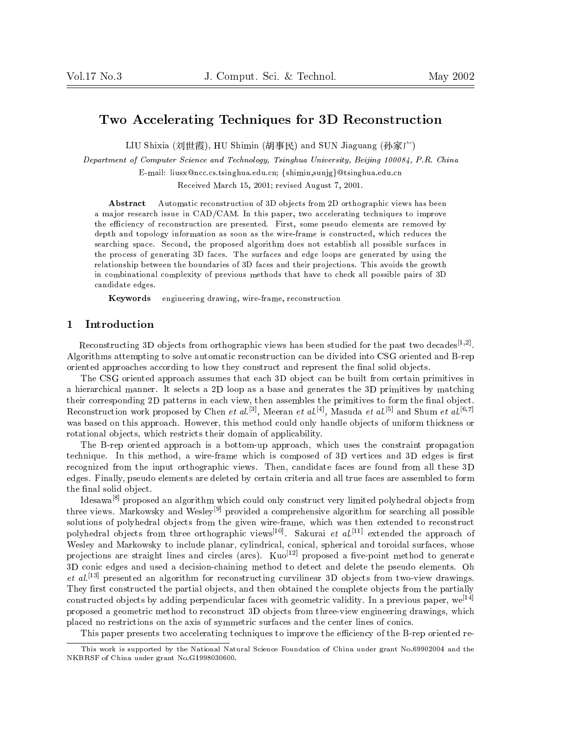# Two Accelerating Techniques for 3D Reconstruction

LIU Shixia (刘世霞), HU Shimin (胡事民) and SUN Jiaguang (孙家广)

*Department of Computer Science and Technology, Tsinghua University, Beijing 100084, P.R. China*

E-mail: liusx@ncc.cs.tsinghua.edu.cn; {shimin,sunjg}@tsinghua.edu.cn

Received March 15, 2001; revised August 7, 2001.

**Abstract** Automatic reconstruction of 3D objects from 2D orthographic views has been a major research issue in CAD/CAM. In this paper, two accelerating techniques to improve the efficiency of reconstruction are presented. First, some pseudo elements are removed by depth and topology information as soon as the wire-frame is constructed, which reduces the searching space. Second, the proposed algorithm does not establish all possible surfaces in the process of generating 3D faces. The surfaces and edge loops are generated by using the relationship between the boundaries of 3D faces and their projections. This avoids the growth in combinational complexity of previous methods that have to check all possible pairs of 3D candidate edges.

**Keywords** engineering drawing, wire-frame, reconstruction

## 1 Introduction

Reconstructing 3D objects from orthographic views has been studied for the past two decades[1,2]. Algorithms attempting to solve automatic reconstruction can be divided into CSG oriented and B-rep oriented approaches according to how they construct and represent the final solid objects.

The CSG oriented approach assumes that each 3D object can be built from certain primitives in a hierarchical manner. It selects a 2D loop as a base and generates the 3D primitives by matching their corresponding 2D patterns in each view, then assembles the primitives to form the final object. Reconstruction work proposed by Chen *et al.*[3], Meeran *et al.*[4], Masuda *et al.*[5] and Shum *et al.*[6,7] was based on this approach. However, this method could only handle objects of uniform thickness or rotational objects, which restricts their domain of applicability.

The B-rep oriented approach is a bottom-up approach, which uses the constraint propagation technique. In this method, a wire-frame which is composed of 3D vertices and 3D edges is first recognized from the input orthographic views. Then, candidate faces are found from all these 3D edges. Finally, pseudo elements are deleted by certain criteria and all true faces are assembled to form the final solid object.

Idesawa[8] proposed an algorithm which could only construct very limited polyhedral objects from three views. Markowsky and Wesley[9] provided a comprehensive algorithm for searching all possible solutions of polyhedral objects from the given wire-frame, which was then extended to reconstruct polyhedral objects from three orthographic views[10]. Sakurai *et al.*[11] extended the approach of Wesley and Markowsky to include planar, cylindrical, conical, spherical and toroidal surfaces, whose projections are straight lines and circles (arcs). Kuo[12] proposed a five-point method to generate 3D conic edges and used a decision-chaining method to detect and delete the pseudo elements. Oh *et al.*[13] presented an algorithm for reconstructing curvilinear 3D objects from two-view drawings. They first constructed the partial objects, and then obtained the complete objects from the partially constructed objects by adding perpendicular faces with geometric validity. In a previous paper, we[14] proposed a geometric method to reconstruct 3D objects from three-view engineering drawings, which placed no restrictions on the axis of symmetric surfaces and the center lines of conics.

This paper presents two accelerating techniques to improve the efficiency of the B-rep oriented re-

This work is supported by the National Natural Science Foundation of China under grant No.69902004 and the NKBRSF of China under grant No.G1998030600.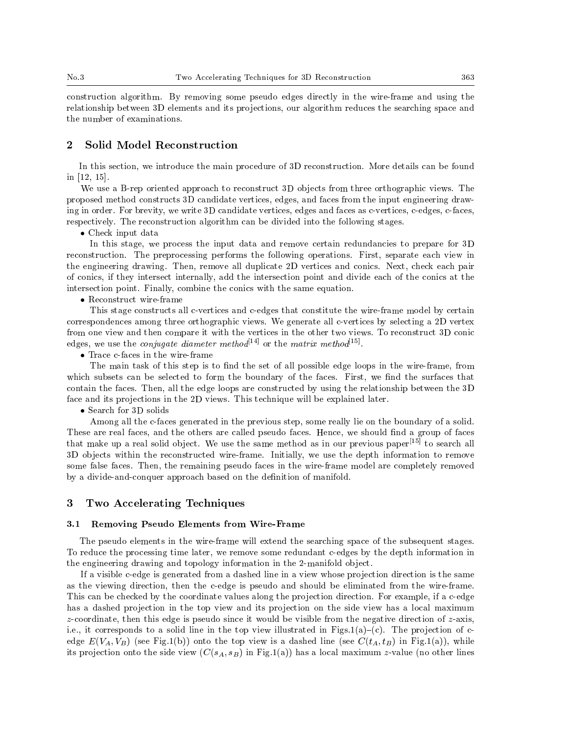construction algorithm. By removing some pseudo edges directly in the wire-frame and using the relationship between 3D elements and its projections, our algorithm reduces the searching space and the number of examinations.

## 2 Solid Model Reconstruction

In this section, we introduce the main procedure of 3D reconstruction. More details can be found in [12, 15].

We use a B-rep oriented approach to reconstruct 3D objects from three orthographic views. The proposed method constructs 3D candidate vertices, edges, and faces from the input engineering drawing in order. For brevity, we write 3D candidate vertices, edges and faces as c-vertices, c-edges, c-faces, respectively. The reconstruction algorithm can be divided into the following stages.

- Check input data

  In this stage, we process the input data and remove certain redundancies to prepare for 3D reconstruction. The preprocessing performs the following operations. First, separate each view in the engineering drawing. Then, remove all duplicate 2D vertices and conics. Next, check each pair of conics, if they intersect internally, add the intersection point and divide each of the conics at the intersection point. Finally, combine the conics with the same equation.

- Reconstruct wire-frame

  This stage constructs all c-vertices and c-edges that constitute the wire-frame model by certain correspondences among three orthographic views. We generate all c-vertices by selecting a 2D vertex from one view and then compare it with the vertices in the other two views. To reconstruct 3D conic edges, we use the *conjugate diameter method*[14] or the *matrix method*[15].

- Trace c-faces in the wire-frame

  The main task of this step is to find the set of all possible edge loops in the wire-frame, from which subsets can be selected to form the boundary of the faces. First, we find the surfaces that contain the faces. Then, all the edge loops are constructed by using the relationship between the 3D face and its projections in the 2D views. This technique will be explained later.

- Search for 3D solids

  Among all the c-faces generated in the previous step, some really lie on the boundary of a solid. These are real faces, and the others are called pseudo faces. Hence, we should find a group of faces that make up a real solid object. We use the same method as in our previous paper[15] to search all 3D objects within the reconstructed wire-frame. Initially, we use the depth information to remove some false faces. Then, the remaining pseudo faces in the wire-frame model are completely removed by a divide-and-conquer approach based on the definition of manifold.

## 3 Two Accelerating Techniques

### 3.1 Removing Pseudo Elements from Wire-Frame

The pseudo elements in the wire-frame will extend the searching space of the subsequent stages. To reduce the processing time later, we remove some redundant c-edges by the depth information in the engineering drawing and topology information in the 2-manifold object.

If a visible c-edge is generated from a dashed line in a view whose projection direction is the same as the viewing direction, then the c-edge is pseudo and should be eliminated from the wire-frame. This can be checked by the coordinate values along the projection direction. For example, if a c-edge has a dashed projection in the top view and its projection on the side view has a local maximum $z$-coordinate, then this edge is pseudo since it would be visible from the negative direction of $z$-axis, i.e., it corresponds to a solid line in the top view illustrated in Figs.1(a)–(c). The projection of c-edge $E(V_A, V_B)$ (see Fig.1(b)) onto the top view is a dashed line (see $C(t_A, t_B)$ in Fig.1(a)), while its projection onto the side view ($C(s_A, s_B)$ in Fig.1(a)) has a local maximum $z$-value (no other lines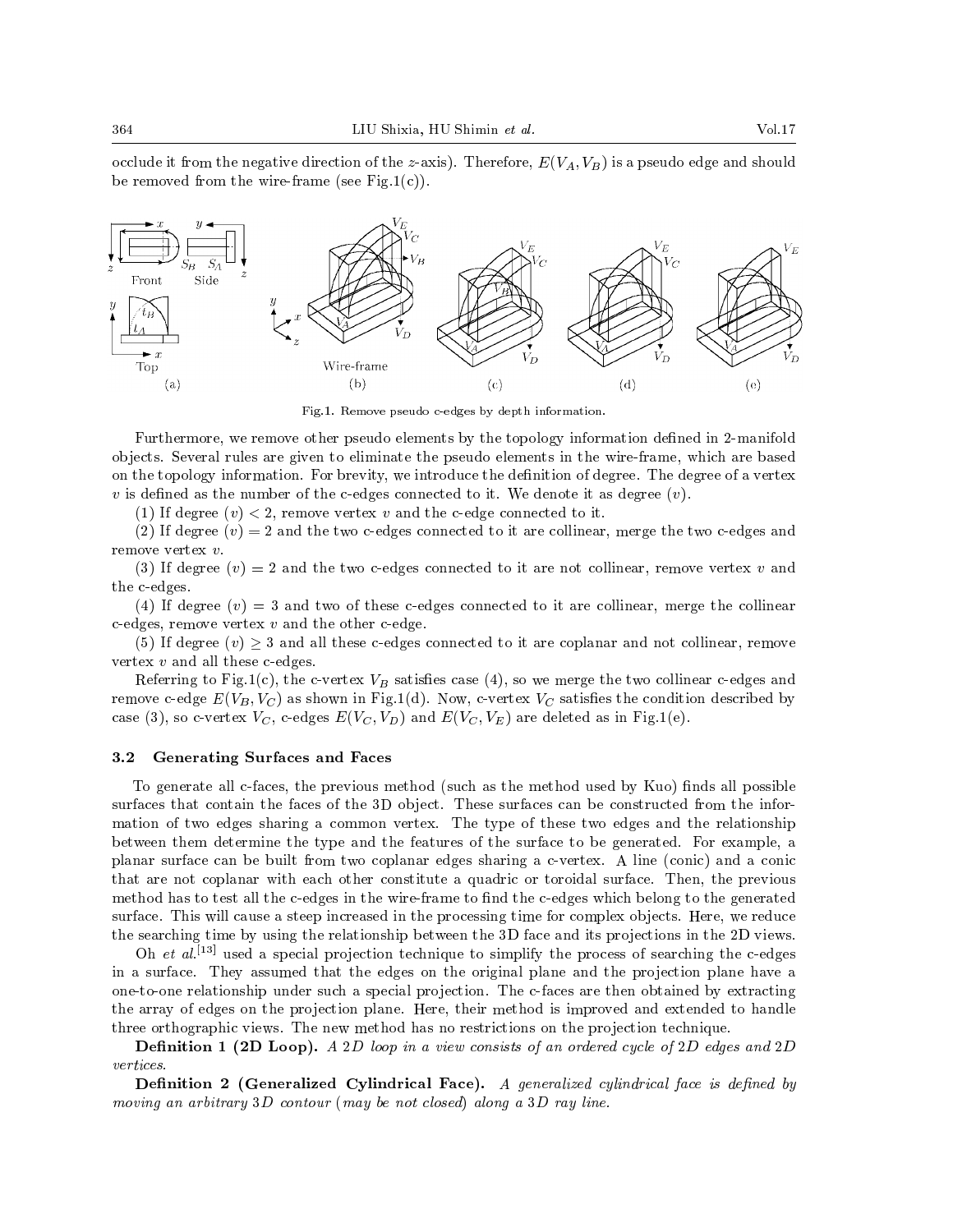occlude it from the negative direction of the $z$-axis). Therefore, $E(V_A, V_B)$ is a pseudo edge and should be removed from the wire-frame (see Fig.1(c)).

Fig.1. Remove pseudo c-edges by depth information.

Furthermore, we remove other pseudo elements by the topology information defined in 2-manifold objects. Several rules are given to eliminate the pseudo elements in the wire-frame, which are based on the topology information. For brevity, we introduce the definition of degree. The degree of a vertex $v$ is defined as the number of the c-edges connected to it. We denote it as degree $(v)$.

(1) If degree $(v) < 2$, remove vertex $v$ and the c-edge connected to it.

(2) If degree $(v) = 2$ and the two c-edges connected to it are collinear, merge the two c-edges and remove vertex $v$.

(3) If degree $(v) = 2$ and the two c-edges connected to it are not collinear, remove vertex $v$ and the c-edges.

(4) If degree $(v) = 3$ and two of these c-edges connected to it are collinear, merge the collinear c-edges, remove vertex $v$ and the other c-edge.

(5) If degree $(v) \geq 3$ and all these c-edges connected to it are coplanar and not collinear, remove vertex $v$ and all these c-edges.

Referring to Fig.1(c), the c-vertex $V_B$ satisfies case (4), so we merge the two collinear c-edges and remove c-edge $E(V_B, V_C)$ as shown in Fig.1(d). Now, c-vertex $V_C$ satisfies the condition described by case (3), so c-vertex $V_C$, c-edges $E(V_C, V_D)$ and $E(V_C, V_E)$ are deleted as in Fig.1(e).

### 3.2 Generating Surfaces and Faces

To generate all c-faces, the previous method (such as the method used by Kuo) finds all possible surfaces that contain the faces of the 3D object. These surfaces can be constructed from the information of two edges sharing a common vertex. The type of these two edges and the relationship between them determine the type and the features of the surface to be generated. For example, a planar surface can be built from two coplanar edges sharing a c-vertex. A line (conic) and a conic that are not coplanar with each other constitute a quadric or toroidal surface. Then, the previous method has to test all the c-edges in the wire-frame to find the c-edges which belong to the generated surface. This will cause a steep increased in the processing time for complex objects. Here, we reduce the searching time by using the relationship between the 3D face and its projections in the 2D views.

Oh *et al.*[13] used a special projection technique to simplify the process of searching the c-edges in a surface. They assumed that the edges on the original plane and the projection plane have a one-to-one relationship under such a special projection. The c-faces are then obtained by extracting the array of edges on the projection plane. Here, their method is improved and extended to handle three orthographic views. The new method has no restrictions on the projection technique.

**Definition 1 (2D Loop).** *A 2D loop in a view consists of an ordered cycle of 2D edges and 2D vertices.*

**Definition 2 (Generalized Cylindrical Face).** *A generalized cylindrical face is defined by moving an arbitrary 3D contour (may be not closed) along a 3D ray line.*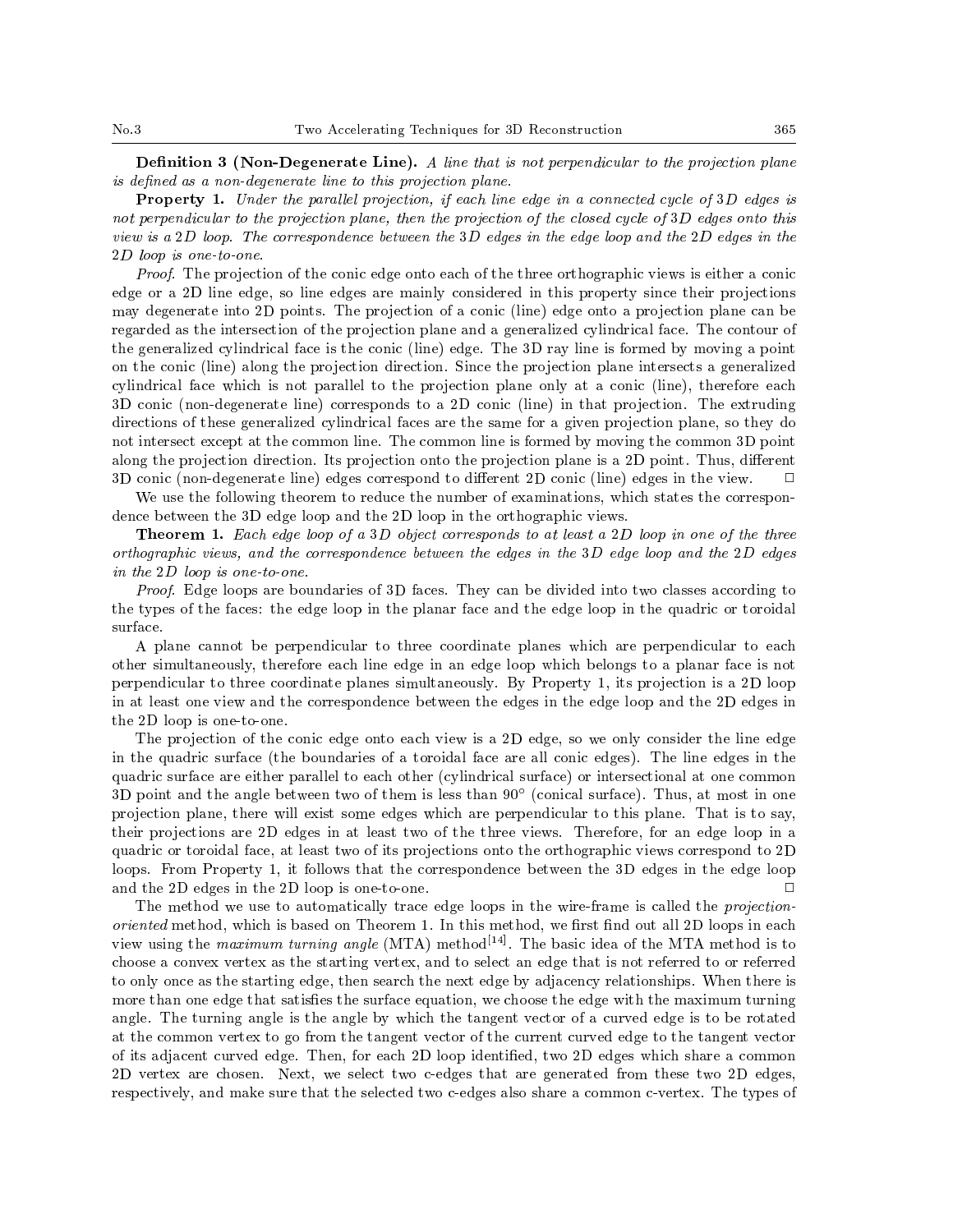**Definition 3 (Non-Degenerate Line).** *A line that is not perpendicular to the projection plane is defined as a non-degenerate line to this projection plane.*

**Property 1.** *Under the parallel projection, if each line edge in a connected cycle of 3D edges is not perpendicular to the projection plane, then the projection of the closed cycle of 3D edges onto this view is a 2D loop. The correspondence between the 3D edges in the edge loop and the 2D edges in the 2D loop is one-to-one.*

*Proof.* The projection of the conic edge onto each of the three orthographic views is either a conic edge or a 2D line edge, so line edges are mainly considered in this property since their projections may degenerate into 2D points. The projection of a conic (line) edge onto a projection plane can be regarded as the intersection of the projection plane and a generalized cylindrical face. The contour of the generalized cylindrical face is the conic (line) edge. The 3D ray line is formed by moving a point on the conic (line) along the projection direction. Since the projection plane intersects a generalized cylindrical face which is not parallel to the projection plane only at a conic (line), therefore each 3D conic (non-degenerate line) corresponds to a 2D conic (line) in that projection. The extruding directions of these generalized cylindrical faces are the same for a given projection plane, so they do not intersect except at the common line. The common line is formed by moving the common 3D point along the projection direction. Its projection onto the projection plane is a 2D point. Thus, different 3D conic (non-degenerate line) edges correspond to different 2D conic (line) edges in the view. □

We use the following theorem to reduce the number of examinations, which states the correspondence between the 3D edge loop and the 2D loop in the orthographic views.

**Theorem 1.** *Each edge loop of a 3D object corresponds to at least a 2D loop in one of the three orthographic views, and the correspondence between the edges in the 3D edge loop and the 2D edges in the 2D loop is one-to-one.*

*Proof.* Edge loops are boundaries of 3D faces. They can be divided into two classes according to the types of the faces: the edge loop in the planar face and the edge loop in the quadric or toroidal surface.

A plane cannot be perpendicular to three coordinate planes which are perpendicular to each other simultaneously, therefore each line edge in an edge loop which belongs to a planar face is not perpendicular to three coordinate planes simultaneously. By Property 1, its projection is a 2D loop in at least one view and the correspondence between the edges in the edge loop and the 2D edges in the 2D loop is one-to-one.

The projection of the conic edge onto each view is a 2D edge, so we only consider the line edge in the quadric surface (the boundaries of a toroidal face are all conic edges). The line edges in the quadric surface are either parallel to each other (cylindrical surface) or intersectional at one common 3D point and the angle between two of them is less than 90° (conical surface). Thus, at most in one projection plane, there will exist some edges which are perpendicular to this plane. That is to say, their projections are 2D edges in at least two of the three views. Therefore, for an edge loop in a quadric or toroidal face, at least two of its projections onto the orthographic views correspond to 2D loops. From Property 1, it follows that the correspondence between the 3D edges in the edge loop and the 2D edges in the 2D loop is one-to-one. □

The method we use to automatically trace edge loops in the wire-frame is called the *projection-oriented* method, which is based on Theorem 1. In this method, we first find out all 2D loops in each view using the *maximum turning angle* (MTA) method[14]. The basic idea of the MTA method is to choose a convex vertex as the starting vertex, and to select an edge that is not referred to or referred to only once as the starting edge, then search the next edge by adjacency relationships. When there is more than one edge that satisfies the surface equation, we choose the edge with the maximum turning angle. The turning angle is the angle by which the tangent vector of a curved edge is to be rotated at the common vertex to go from the tangent vector of the current curved edge to the tangent vector of its adjacent curved edge. Then, for each 2D loop identified, two 2D edges which share a common 2D vertex are chosen. Next, we select two c-edges that are generated from these two 2D edges, respectively, and make sure that the selected two c-edges also share a common c-vertex. The types of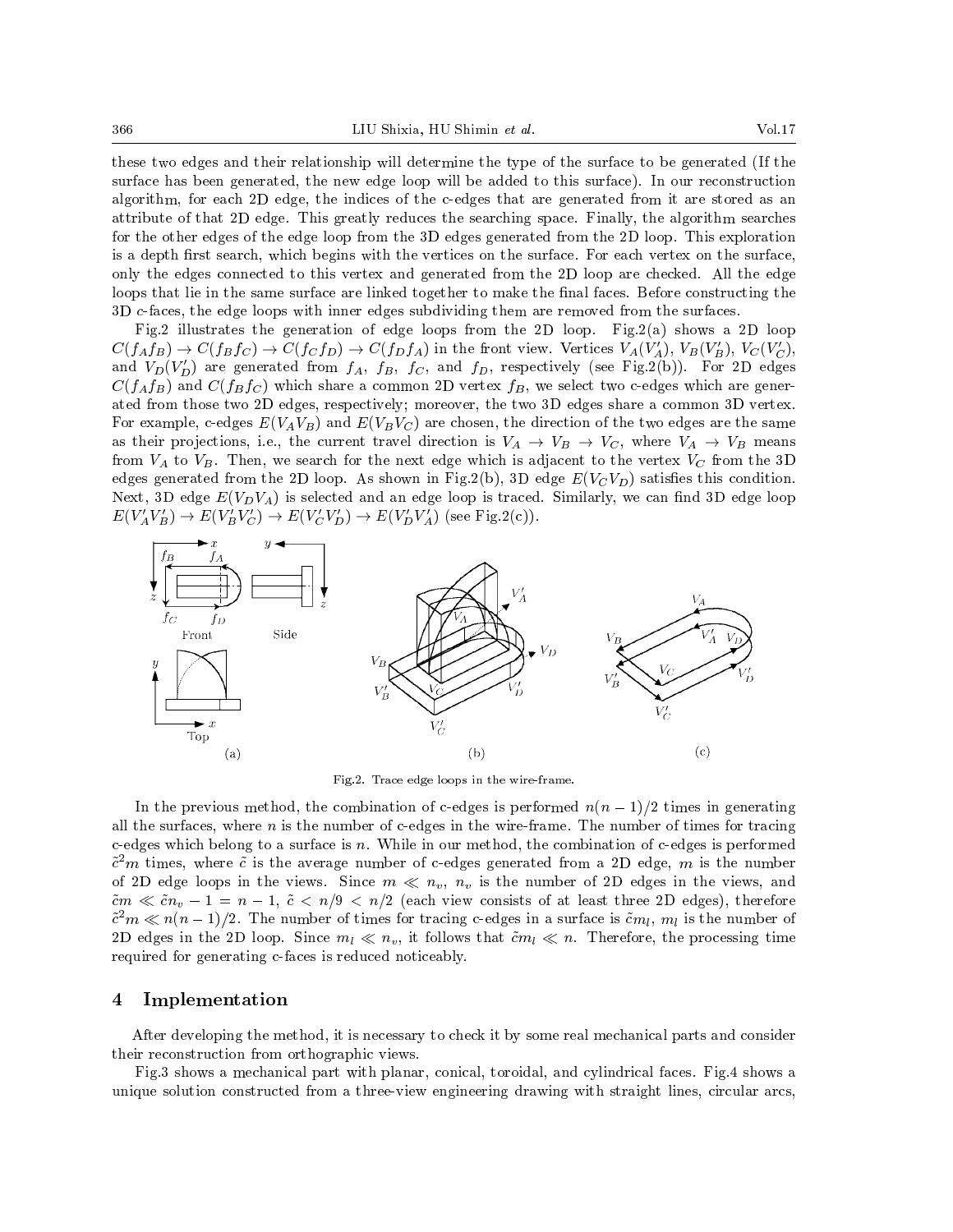these two edges and their relationship will determine the type of the surface to be generated (If the surface has been generated, the new edge loop will be added to this surface). In our reconstruction algorithm, for each 2D edge, the indices of the c-edges that are generated from it are stored as an attribute of that 2D edge. This greatly reduces the searching space. Finally, the algorithm searches for the other edges of the edge loop from the 3D edges generated from the 2D loop. This exploration is a depth first search, which begins with the vertices on the surface. For each vertex on the surface, only the edges connected to this vertex and generated from the 2D loop are checked. All the edge loops that lie in the same surface are linked together to make the final faces. Before constructing the 3D c-faces, the edge loops with inner edges subdividing them are removed from the surfaces.

Fig.2 illustrates the generation of edge loops from the 2D loop. Fig.2(a) shows a 2D loop $C(f_Af_B) \rightarrow C(f_Bf_C) \rightarrow C(f_Cf_D) \rightarrow C(f_Df_A)$ in the front view. Vertices $V_A(V_A')$, $V_B(V_B')$, $V_C(V_C')$, and $V_D(V_D')$ are generated from $f_A$, $f_B$, $f_C$, and $f_D$, respectively (see Fig.2(b)). For 2D edges $C(f_Af_B)$ and $C(f_Bf_C)$ which share a common 2D vertex $f_B$, we select two c-edges which are generated from those two 2D edges, respectively; moreover, the two 3D edges share a common 3D vertex. For example, c-edges $E(V_AV_B)$ and $E(V_BV_C)$ are chosen, the direction of the two edges are the same as their projections, i.e., the current travel direction is $V_A \rightarrow V_B \rightarrow V_C$, where $V_A \rightarrow V_B$ means from $V_A$ to $V_B$. Then, we search for the next edge which is adjacent to the vertex $V_C$ from the 3D edges generated from the 2D loop. As shown in Fig.2(b), 3D edge $E(V_CV_D)$ satisfies this condition. Next, 3D edge $E(V_DV_A)$ is selected and an edge loop is traced. Similarly, we can find 3D edge loop $E(V_A'V_B') \rightarrow E(V_B'V_C') \rightarrow E(V_C'V_D') \rightarrow E(V_D'V_A')$ (see Fig.2(c)).

Fig.2. Trace edge loops in the wire-frame.

In the previous method, the combination of c-edges is performed $n(n-1)/2$ times in generating all the surfaces, where $n$ is the number of c-edges in the wire-frame. The number of times for tracing c-edges which belong to a surface is $n$. While in our method, the combination of c-edges is performed $\tilde{c}^2m$ times, where $\tilde{c}$ is the average number of c-edges generated from a 2D edge, $m$ is the number of 2D edge loops in the views. Since $m \ll n_v$, $n_v$ is the number of 2D edges in the views, and $\tilde{c}m \ll \tilde{c}n_v - 1 = n - 1$, $\tilde{c} < n/9 < n/2$ (each view consists of at least three 2D edges), therefore $\tilde{c}^2m \ll n(n-1)/2$. The number of times for tracing c-edges in a surface is $\tilde{c}m_l$, $m_l$ is the number of 2D edges in the 2D loop. Since $m_l \ll n_v$, it follows that $\tilde{c}m_l \ll n$. Therefore, the processing time required for generating c-faces is reduced noticeably.

## 4 Implementation

After developing the method, it is necessary to check it by some real mechanical parts and consider their reconstruction from orthographic views.

Fig.3 shows a mechanical part with planar, conical, toroidal, and cylindrical faces. Fig.4 shows a unique solution constructed from a three-view engineering drawing with straight lines, circular arcs,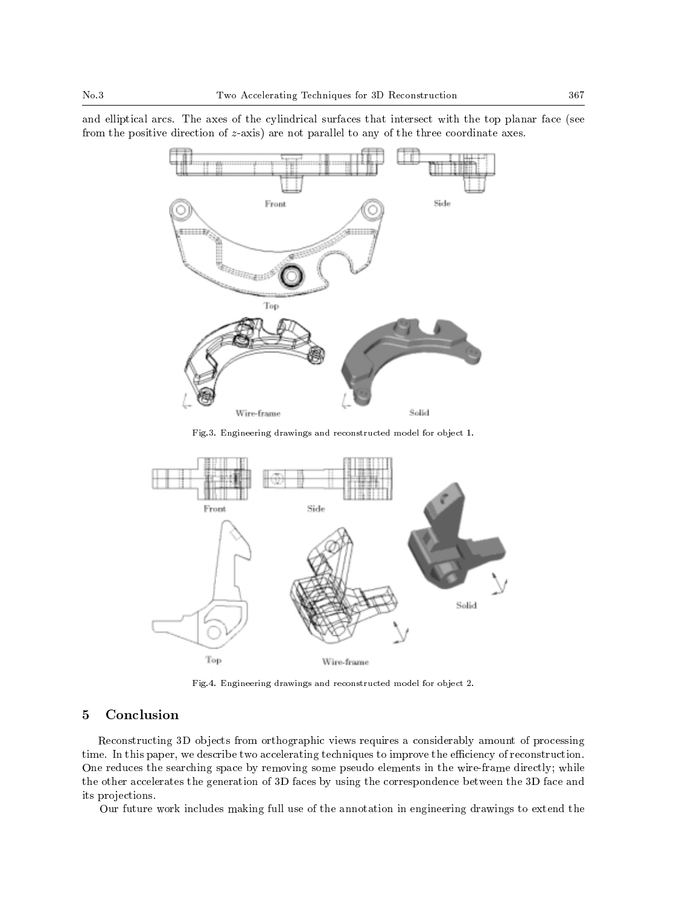and elliptical arcs. The axes of the cylindrical surfaces that intersect with the top planar face (see from the positive direction of $z$-axis) are not parallel to any of the three coordinate axes.

Fig.3. Engineering drawings and reconstructed model for object 1.

Fig.4. Engineering drawings and reconstructed model for object 2.

## 5 Conclusion

Reconstructing 3D objects from orthographic views requires a considerably amount of processing time. In this paper, we describe two accelerating techniques to improve the efficiency of reconstruction. One reduces the searching space by removing some pseudo elements in the wire-frame directly; while the other accelerates the generation of 3D faces by using the correspondence between the 3D face and its projections.

Our future work includes making full use of the annotation in engineering drawings to extend the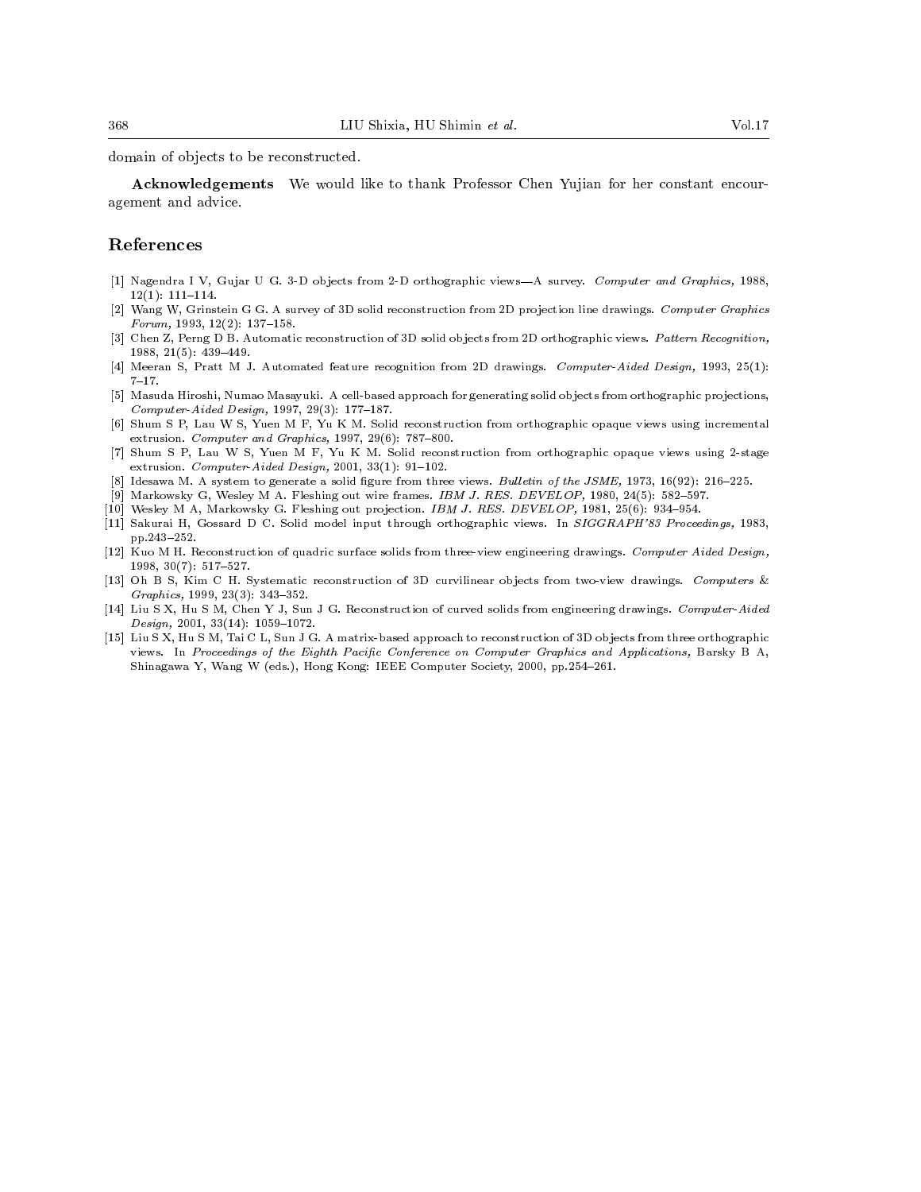domain of objects to be reconstructed.

**Acknowledgements** We would like to thank Professor Chen Yujian for her constant encouragement and advice.

## References

[1] Nagendra I V, Gujar U G. 3-D objects from 2-D orthographic views—A survey. *Computer and Graphics,* 1988, 12(1): 111–114.

[2] Wang W, Grinstein G G. A survey of 3D solid reconstruction from 2D projection line drawings. *Computer Graphics Forum,* 1993, 12(2): 137–158.

[3] Chen Z, Perng D B. Automatic reconstruction of 3D solid objects from 2D orthographic views. *Pattern Recognition,* 1988, 21(5): 439–449.

[4] Meeran S, Pratt M J. Automated feature recognition from 2D drawings. *Computer-Aided Design,* 1993, 25(1): 7–17.

[5] Masuda Hiroshi, Numao Masayuki. A cell-based approach for generating solid objects from orthographic projections, *Computer-Aided Design,* 1997, 29(3): 177–187.

[6] Shum S P, Lau W S, Yuen M F, Yu K M. Solid reconstruction from orthographic opaque views using incremental extrusion. *Computer and Graphics,* 1997, 29(6): 787–800.

[7] Shum S P, Lau W S, Yuen M F, Yu K M. Solid reconstruction from orthographic opaque views using 2-stage extrusion. *Computer-Aided Design,* 2001, 33(1): 91–102.

[8] Idesawa M. A system to generate a solid figure from three views. *Bulletin of the JSME,* 1973, 16(92): 216–225.

[9] Markowsky G, Wesley M A. Fleshing out wire frames. *IBM J. RES. DEVELOP,* 1980, 24(5): 582–597.

[10] Wesley M A, Markowsky G. Fleshing out projection. *IBM J. RES. DEVELOP,* 1981, 25(6): 934–954.

[11] Sakurai H, Gossard D C. Solid model input through orthographic views. In *SIGGRAPH'83 Proceedings,* 1983, pp.243–252.

[12] Kuo M H. Reconstruction of quadric surface solids from three-view engineering drawings. *Computer Aided Design,* 1998, 30(7): 517–527.

[13] Oh B S, Kim C H. Systematic reconstruction of 3D curvilinear objects from two-view drawings. *Computers & Graphics,* 1999, 23(3): 343–352.

[14] Liu S X, Hu S M, Chen Y J, Sun J G. Reconstruction of curved solids from engineering drawings. *Computer-Aided Design,* 2001, 33(14): 1059–1072.

[15] Liu S X, Hu S M, Tai C L, Sun J G. A matrix-based approach to reconstruction of 3D objects from three orthographic views. In *Proceedings of the Eighth Pacific Conference on Computer Graphics and Applications,* Barsky B A, Shinagawa Y, Wang W (eds.), Hong Kong: IEEE Computer Society, 2000, pp.254–261.